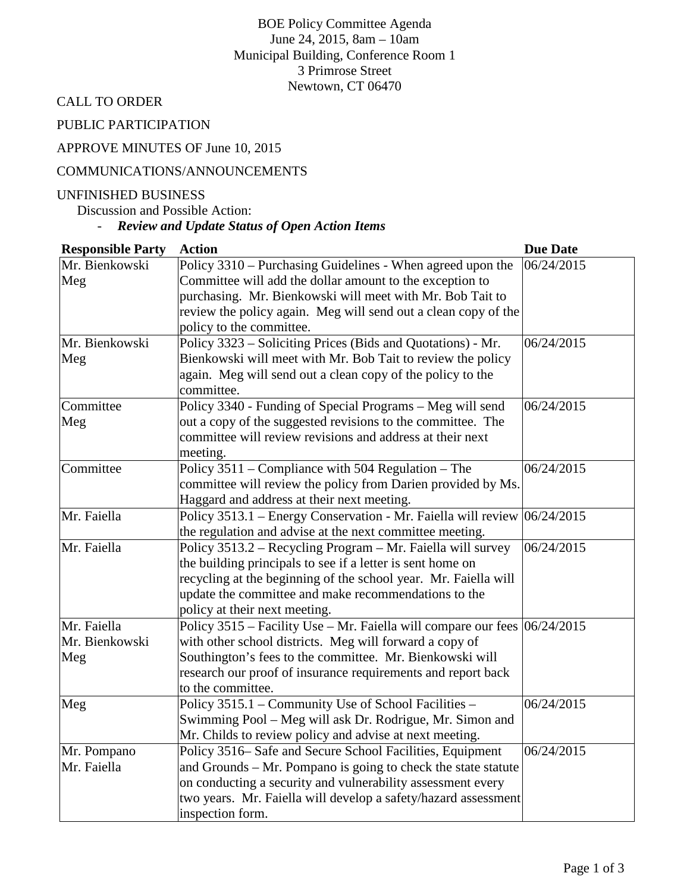BOE Policy Committee Agenda
June 24, 2015, 8am – 10am
Municipal Building, Conference Room 1
3 Primrose Street
Newtown, CT 06470

CALL TO ORDER

PUBLIC PARTICIPATION

APPROVE MINUTES OF June 10, 2015

COMMUNICATIONS/ANNOUNCEMENTS

UNFINISHED BUSINESS

Discussion and Possible Action:

- ***Review and Update Status of Open Action Items***

| Responsible Party | Action | Due Date |
|---|---|---|
| Mr. Bienkowski<br>Meg | Policy 3310 – Purchasing Guidelines - When agreed upon the Committee will add the dollar amount to the exception to purchasing. Mr. Bienkowski will meet with Mr. Bob Tait to review the policy again. Meg will send out a clean copy of the policy to the committee. | 06/24/2015 |
| Mr. Bienkowski<br>Meg | Policy 3323 – Soliciting Prices (Bids and Quotations) - Mr. Bienkowski will meet with Mr. Bob Tait to review the policy again. Meg will send out a clean copy of the policy to the committee. | 06/24/2015 |
| Committee<br>Meg | Policy 3340 - Funding of Special Programs – Meg will send out a copy of the suggested revisions to the committee. The committee will review revisions and address at their next meeting. | 06/24/2015 |
| Committee | Policy 3511 – Compliance with 504 Regulation – The committee will review the policy from Darien provided by Ms. Haggard and address at their next meeting. | 06/24/2015 |
| Mr. Faiella | Policy 3513.1 – Energy Conservation - Mr. Faiella will review the regulation and advise at the next committee meeting. | 06/24/2015 |
| Mr. Faiella | Policy 3513.2 – Recycling Program – Mr. Faiella will survey the building principals to see if a letter is sent home on recycling at the beginning of the school year. Mr. Faiella will update the committee and make recommendations to the policy at their next meeting. | 06/24/2015 |
| Mr. Faiella<br>Mr. Bienkowski<br>Meg | Policy 3515 – Facility Use – Mr. Faiella will compare our fees with other school districts. Meg will forward a copy of Southington's fees to the committee. Mr. Bienkowski will research our proof of insurance requirements and report back to the committee. | 06/24/2015 |
| Meg | Policy 3515.1 – Community Use of School Facilities – Swimming Pool – Meg will ask Dr. Rodrigue, Mr. Simon and Mr. Childs to review policy and advise at next meeting. | 06/24/2015 |
| Mr. Pompano<br>Mr. Faiella | Policy 3516– Safe and Secure School Facilities, Equipment and Grounds – Mr. Pompano is going to check the state statute on conducting a security and vulnerability assessment every two years. Mr. Faiella will develop a safety/hazard assessment inspection form. | 06/24/2015 |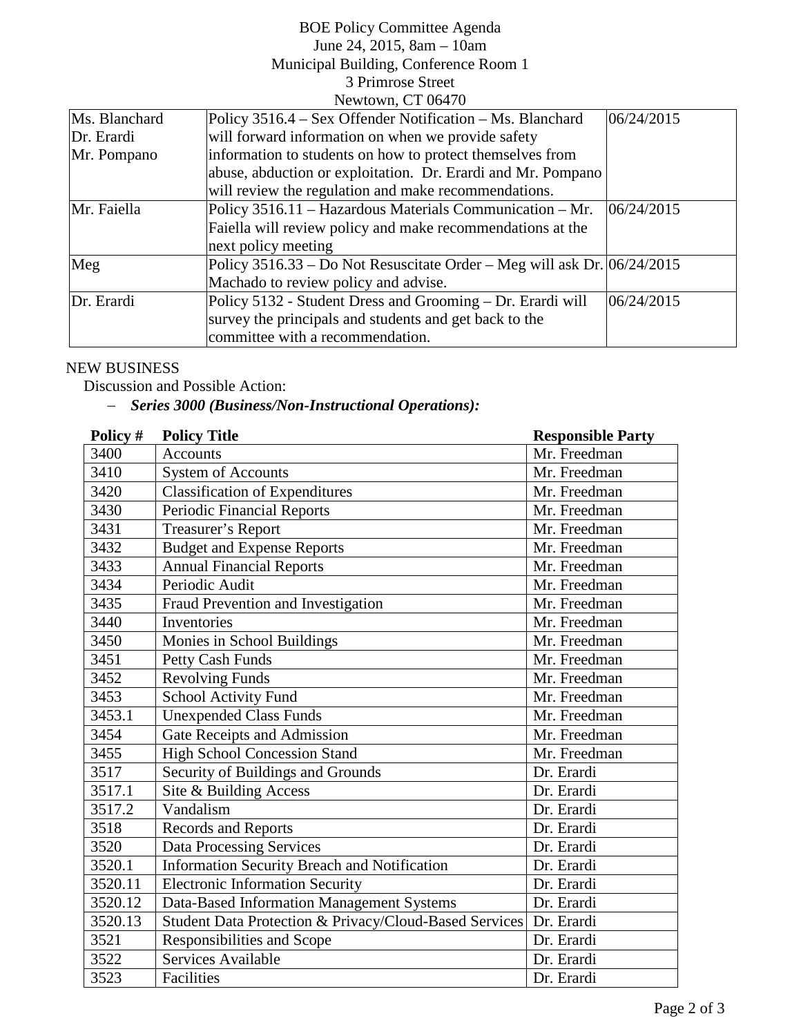BOE Policy Committee Agenda
June 24, 2015, 8am – 10am
Municipal Building, Conference Room 1
3 Primrose Street
Newtown, CT 06470

| | | |
|---|---|---|
| Ms. Blanchard<br>Dr. Erardi<br>Mr. Pompano | Policy 3516.4 – Sex Offender Notification – Ms. Blanchard will forward information on when we provide safety information to students on how to protect themselves from abuse, abduction or exploitation. Dr. Erardi and Mr. Pompano will review the regulation and make recommendations. | 06/24/2015 |
| Mr. Faiella | Policy 3516.11 – Hazardous Materials Communication – Mr. Faiella will review policy and make recommendations at the next policy meeting | 06/24/2015 |
| Meg | Policy 3516.33 – Do Not Resuscitate Order – Meg will ask Dr. Machado to review policy and advise. | 06/24/2015 |
| Dr. Erardi | Policy 5132 - Student Dress and Grooming – Dr. Erardi will survey the principals and students and get back to the committee with a recommendation. | 06/24/2015 |

NEW BUSINESS

Discussion and Possible Action:

– ***Series 3000 (Business/Non-Instructional Operations):***

| Policy # | Policy Title | Responsible Party |
|---|---|---|
| 3400 | Accounts | Mr. Freedman |
| 3410 | System of Accounts | Mr. Freedman |
| 3420 | Classification of Expenditures | Mr. Freedman |
| 3430 | Periodic Financial Reports | Mr. Freedman |
| 3431 | Treasurer's Report | Mr. Freedman |
| 3432 | Budget and Expense Reports | Mr. Freedman |
| 3433 | Annual Financial Reports | Mr. Freedman |
| 3434 | Periodic Audit | Mr. Freedman |
| 3435 | Fraud Prevention and Investigation | Mr. Freedman |
| 3440 | Inventories | Mr. Freedman |
| 3450 | Monies in School Buildings | Mr. Freedman |
| 3451 | Petty Cash Funds | Mr. Freedman |
| 3452 | Revolving Funds | Mr. Freedman |
| 3453 | School Activity Fund | Mr. Freedman |
| 3453.1 | Unexpended Class Funds | Mr. Freedman |
| 3454 | Gate Receipts and Admission | Mr. Freedman |
| 3455 | High School Concession Stand | Mr. Freedman |
| 3517 | Security of Buildings and Grounds | Dr. Erardi |
| 3517.1 | Site & Building Access | Dr. Erardi |
| 3517.2 | Vandalism | Dr. Erardi |
| 3518 | Records and Reports | Dr. Erardi |
| 3520 | Data Processing Services | Dr. Erardi |
| 3520.1 | Information Security Breach and Notification | Dr. Erardi |
| 3520.11 | Electronic Information Security | Dr. Erardi |
| 3520.12 | Data-Based Information Management Systems | Dr. Erardi |
| 3520.13 | Student Data Protection & Privacy/Cloud-Based Services | Dr. Erardi |
| 3521 | Responsibilities and Scope | Dr. Erardi |
| 3522 | Services Available | Dr. Erardi |
| 3523 | Facilities | Dr. Erardi |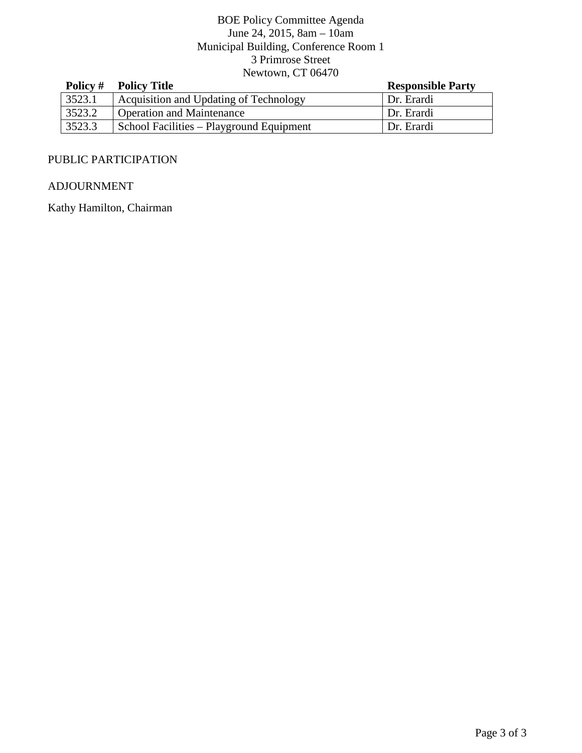BOE Policy Committee Agenda
June 24, 2015, 8am – 10am
Municipal Building, Conference Room 1
3 Primrose Street
Newtown, CT 06470

| Policy # | Policy Title | Responsible Party |
|---|---|---|
| 3523.1 | Acquisition and Updating of Technology | Dr. Erardi |
| 3523.2 | Operation and Maintenance | Dr. Erardi |
| 3523.3 | School Facilities – Playground Equipment | Dr. Erardi |

PUBLIC PARTICIPATION

ADJOURNMENT

Kathy Hamilton, Chairman